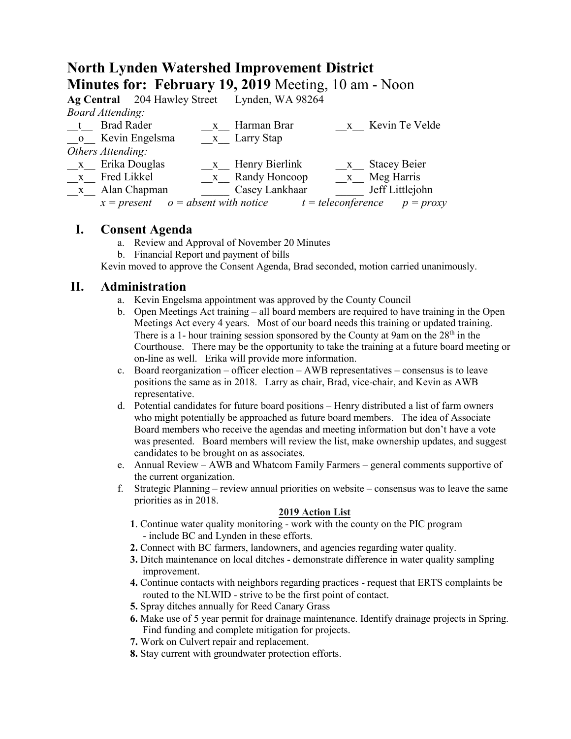# North Lynden Watershed Improvement District

## Minutes for: February 19, 2019 Meeting, 10 am - Noon

**Ag Central** 204 Hawley Street Lynden, WA 98264

*Board Attending:*

| | | | | | |
|---|---|---|---|---|---|
| t | Brad Rader | x | Harman Brar | x | Kevin Te Velde |
| o | Kevin Engelsma | x | Larry Stap | | |

*Others Attending:*

| | | | | | |
|---|---|---|---|---|---|
| x | Erika Douglas | x | Henry Bierlink | x | Stacey Beier |
| x | Fred Likkel | x | Randy Honcoop | x | Meg Harris |
| x | Alan Chapman | | Casey Lankhaar | | Jeff Littlejohn |

*x = present o = absent with notice t = teleconference p = proxy*

## I. Consent Agenda

a. Review and Approval of November 20 Minutes
b. Financial Report and payment of bills

Kevin moved to approve the Consent Agenda, Brad seconded, motion carried unanimously.

## II. Administration

a. Kevin Engelsma appointment was approved by the County Council
b. Open Meetings Act training – all board members are required to have training in the Open Meetings Act every 4 years. Most of our board needs this training or updated training. There is a 1- hour training session sponsored by the County at 9am on the 28th in the Courthouse. There may be the opportunity to take the training at a future board meeting or on-line as well. Erika will provide more information.
c. Board reorganization – officer election – AWB representatives – consensus is to leave positions the same as in 2018. Larry as chair, Brad, vice-chair, and Kevin as AWB representative.
d. Potential candidates for future board positions – Henry distributed a list of farm owners who might potentially be approached as future board members. The idea of Associate Board members who receive the agendas and meeting information but don't have a vote was presented. Board members will review the list, make ownership updates, and suggest candidates to be brought on as associates.
e. Annual Review – AWB and Whatcom Family Farmers – general comments supportive of the current organization.
f. Strategic Planning – review annual priorities on website – consensus was to leave the same priorities as in 2018.

**2019 Action List**

**1**. Continue water quality monitoring - work with the county on the PIC program - include BC and Lynden in these efforts.
**2.** Connect with BC farmers, landowners, and agencies regarding water quality.
**3.** Ditch maintenance on local ditches - demonstrate difference in water quality sampling improvement.
**4.** Continue contacts with neighbors regarding practices - request that ERTS complaints be routed to the NLWID - strive to be the first point of contact.
**5.** Spray ditches annually for Reed Canary Grass
**6.** Make use of 5 year permit for drainage maintenance. Identify drainage projects in Spring. Find funding and complete mitigation for projects.
**7.** Work on Culvert repair and replacement.
**8.** Stay current with groundwater protection efforts.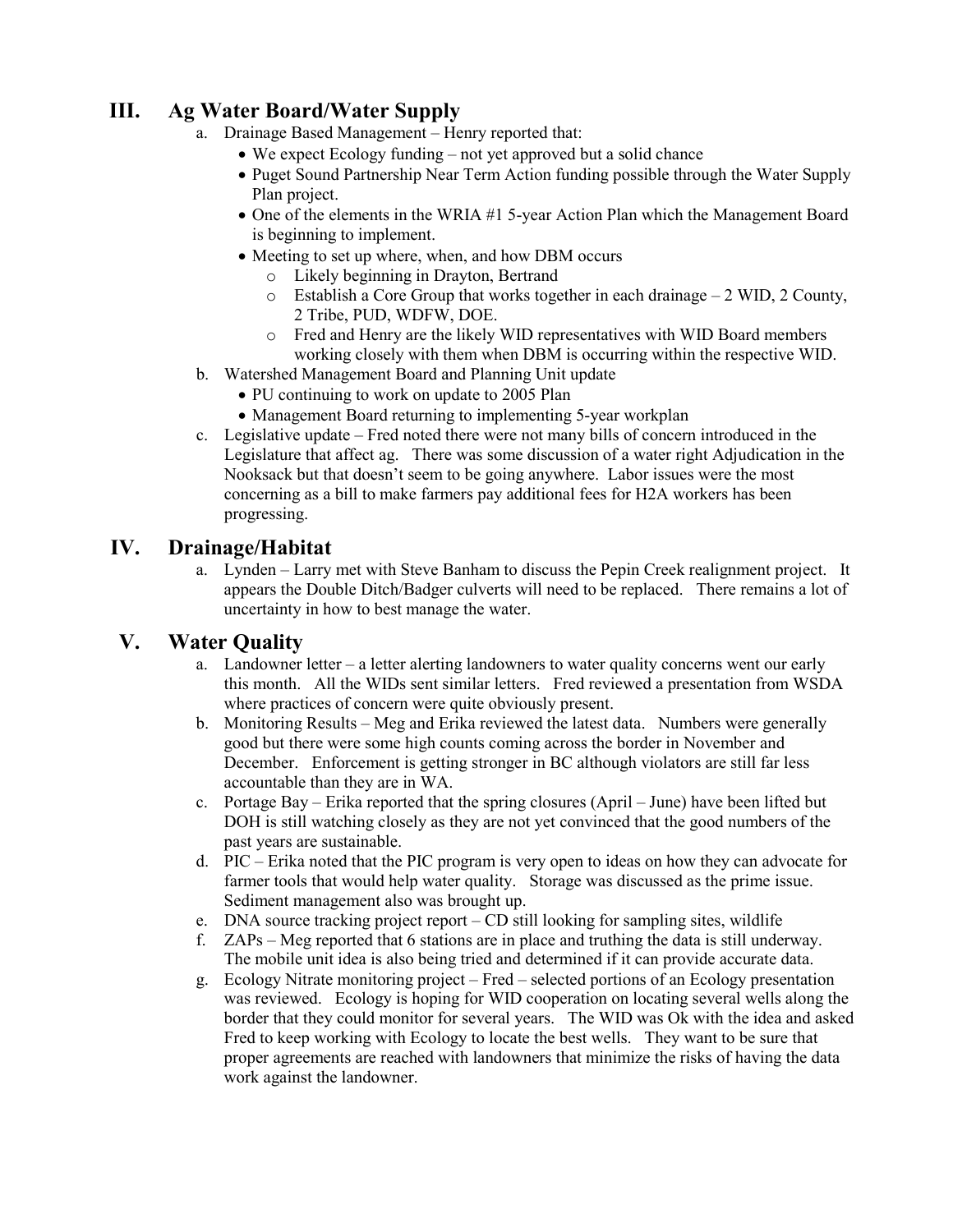## III. Ag Water Board/Water Supply

a. Drainage Based Management – Henry reported that:
   - We expect Ecology funding – not yet approved but a solid chance
   - Puget Sound Partnership Near Term Action funding possible through the Water Supply Plan project.
   - One of the elements in the WRIA #1 5-year Action Plan which the Management Board is beginning to implement.
   - Meeting to set up where, when, and how DBM occurs
     - Likely beginning in Drayton, Bertrand
     - Establish a Core Group that works together in each drainage – 2 WID, 2 County, 2 Tribe, PUD, WDFW, DOE.
     - Fred and Henry are the likely WID representatives with WID Board members working closely with them when DBM is occurring within the respective WID.

b. Watershed Management Board and Planning Unit update
   - PU continuing to work on update to 2005 Plan
   - Management Board returning to implementing 5-year workplan

c. Legislative update – Fred noted there were not many bills of concern introduced in the Legislature that affect ag. There was some discussion of a water right Adjudication in the Nooksack but that doesn't seem to be going anywhere. Labor issues were the most concerning as a bill to make farmers pay additional fees for H2A workers has been progressing.

## IV. Drainage/Habitat

a. Lynden – Larry met with Steve Banham to discuss the Pepin Creek realignment project. It appears the Double Ditch/Badger culverts will need to be replaced. There remains a lot of uncertainty in how to best manage the water.

## V. Water Quality

a. Landowner letter – a letter alerting landowners to water quality concerns went our early this month. All the WIDs sent similar letters. Fred reviewed a presentation from WSDA where practices of concern were quite obviously present.

b. Monitoring Results – Meg and Erika reviewed the latest data. Numbers were generally good but there were some high counts coming across the border in November and December. Enforcement is getting stronger in BC although violators are still far less accountable than they are in WA.

c. Portage Bay – Erika reported that the spring closures (April – June) have been lifted but DOH is still watching closely as they are not yet convinced that the good numbers of the past years are sustainable.

d. PIC – Erika noted that the PIC program is very open to ideas on how they can advocate for farmer tools that would help water quality. Storage was discussed as the prime issue. Sediment management also was brought up.

e. DNA source tracking project report – CD still looking for sampling sites, wildlife

f. ZAPs – Meg reported that 6 stations are in place and truthing the data is still underway. The mobile unit idea is also being tried and determined if it can provide accurate data.

g. Ecology Nitrate monitoring project – Fred – selected portions of an Ecology presentation was reviewed. Ecology is hoping for WID cooperation on locating several wells along the border that they could monitor for several years. The WID was Ok with the idea and asked Fred to keep working with Ecology to locate the best wells. They want to be sure that proper agreements are reached with landowners that minimize the risks of having the data work against the landowner.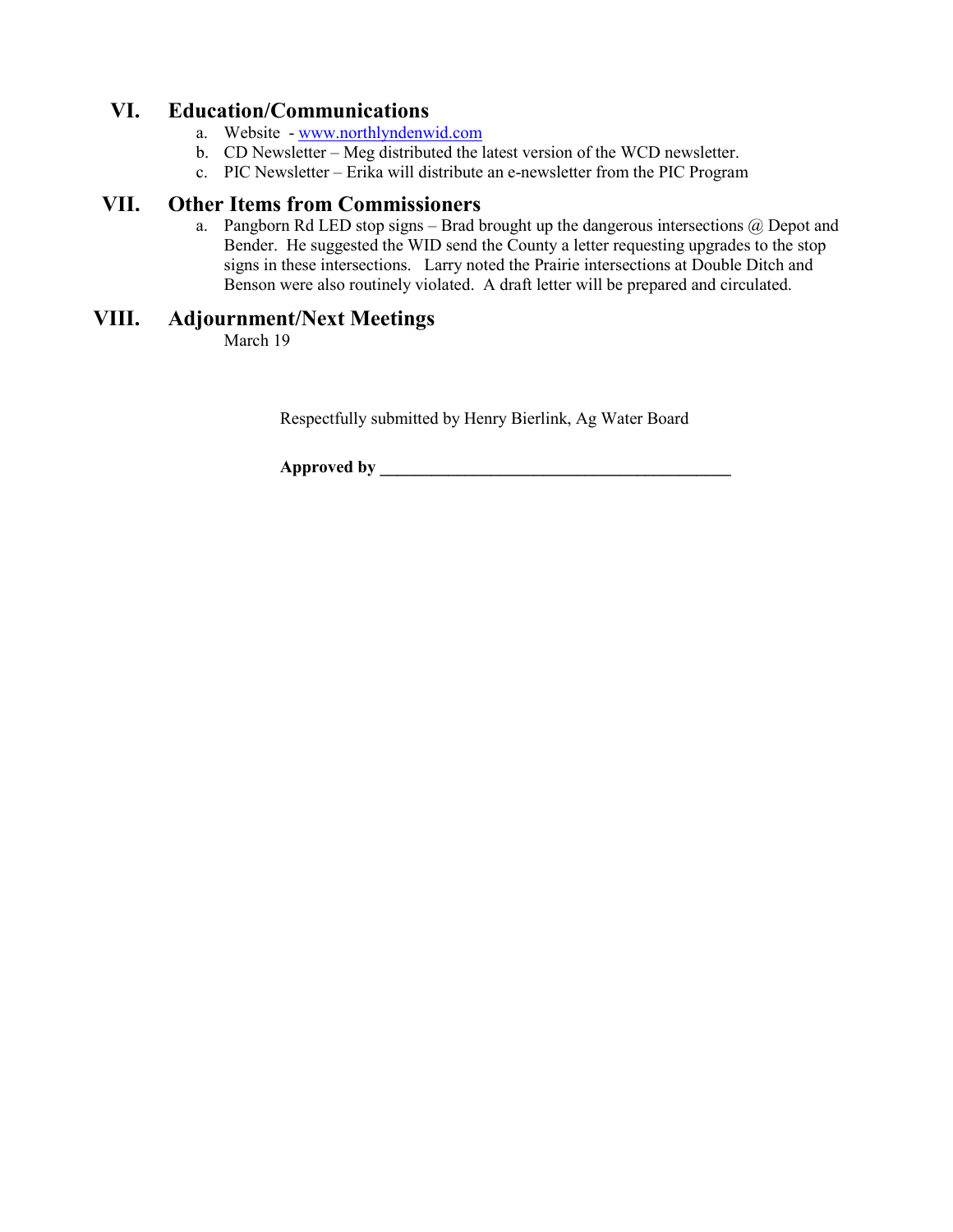## VI. Education/Communications

a. Website - [www.northlyndenwid.com](http://www.northlyndenwid.com)
b. CD Newsletter – Meg distributed the latest version of the WCD newsletter.
c. PIC Newsletter – Erika will distribute an e-newsletter from the PIC Program

## VII. Other Items from Commissioners

a. Pangborn Rd LED stop signs – Brad brought up the dangerous intersections @ Depot and Bender. He suggested the WID send the County a letter requesting upgrades to the stop signs in these intersections. Larry noted the Prairie intersections at Double Ditch and Benson were also routinely violated. A draft letter will be prepared and circulated.

## VIII. Adjournment/Next Meetings

March 19

Respectfully submitted by Henry Bierlink, Ag Water Board

**Approved by \_\_\_\_\_\_\_\_\_\_\_\_\_\_\_\_\_\_\_\_\_\_\_\_\_\_\_\_\_\_\_\_\_\_\_\_\_\_\_\_\_\_**